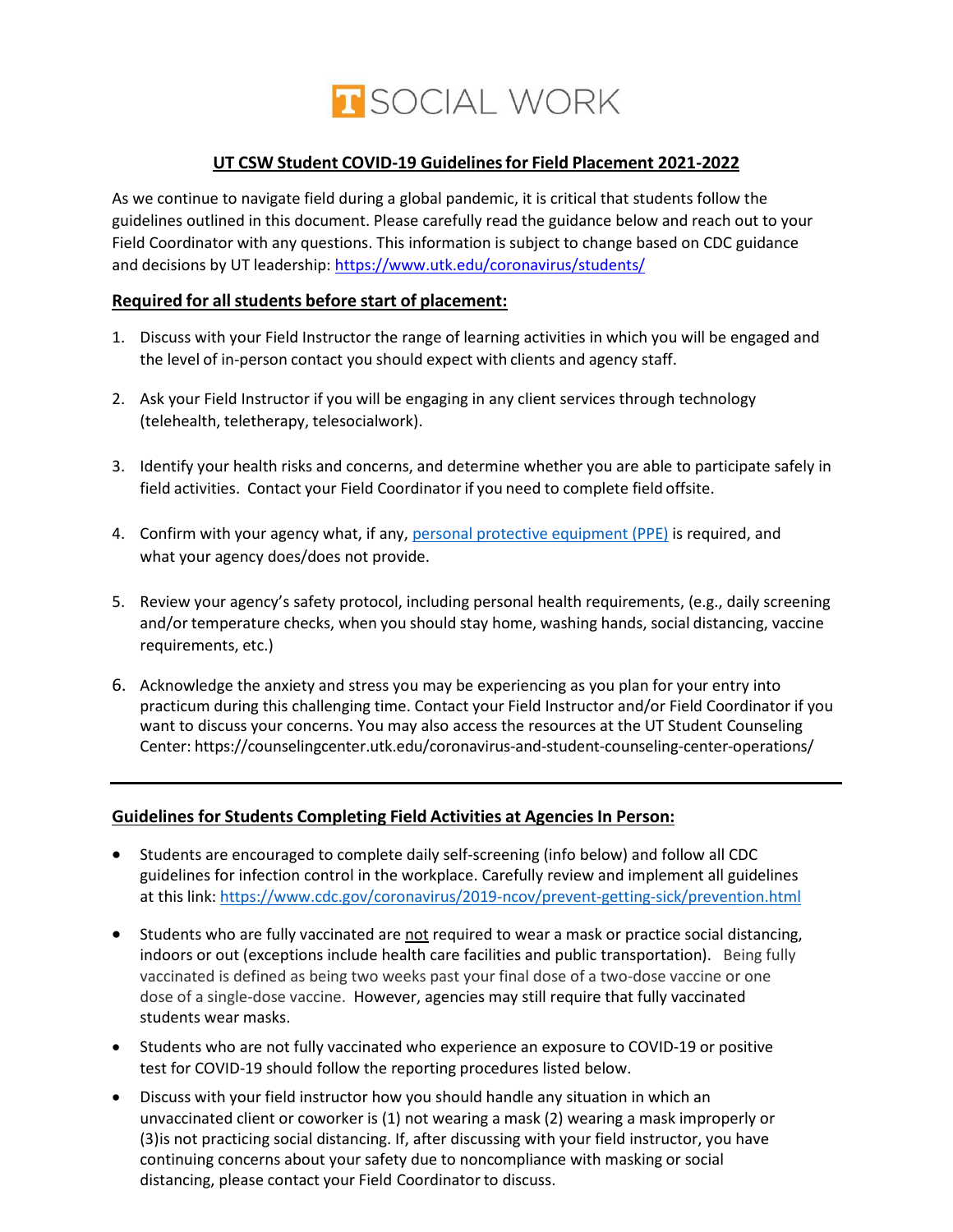# T SOCIAL WORK

## UT CSW Student COVID-19 Guidelines for Field Placement 2021-2022

As we continue to navigate field during a global pandemic, it is critical that students follow the guidelines outlined in this document. Please carefully read the guidance below and reach out to your Field Coordinator with any questions. This information is subject to change based on CDC guidance and decisions by UT leadership: https://www.utk.edu/coronavirus/students/

### Required for all students before start of placement:

1. Discuss with your Field Instructor the range of learning activities in which you will be engaged and the level of in-person contact you should expect with clients and agency staff.

2. Ask your Field Instructor if you will be engaging in any client services through technology (telehealth, teletherapy, telesocialwork).

3. Identify your health risks and concerns, and determine whether you are able to participate safely in field activities. Contact your Field Coordinator if you need to complete field offsite.

4. Confirm with your agency what, if any, personal protective equipment (PPE) is required, and what your agency does/does not provide.

5. Review your agency's safety protocol, including personal health requirements, (e.g., daily screening and/or temperature checks, when you should stay home, washing hands, social distancing, vaccine requirements, etc.)

6. Acknowledge the anxiety and stress you may be experiencing as you plan for your entry into practicum during this challenging time. Contact your Field Instructor and/or Field Coordinator if you want to discuss your concerns. You may also access the resources at the UT Student Counseling Center: https://counselingcenter.utk.edu/coronavirus-and-student-counseling-center-operations/

---

### Guidelines for Students Completing Field Activities at Agencies In Person:

- Students are encouraged to complete daily self-screening (info below) and follow all CDC guidelines for infection control in the workplace. Carefully review and implement all guidelines at this link: https://www.cdc.gov/coronavirus/2019-ncov/prevent-getting-sick/prevention.html

- Students who are fully vaccinated are not required to wear a mask or practice social distancing, indoors or out (exceptions include health care facilities and public transportation). Being fully vaccinated is defined as being two weeks past your final dose of a two-dose vaccine or one dose of a single-dose vaccine. However, agencies may still require that fully vaccinated students wear masks.

- Students who are not fully vaccinated who experience an exposure to COVID-19 or positive test for COVID-19 should follow the reporting procedures listed below.

- Discuss with your field instructor how you should handle any situation in which an unvaccinated client or coworker is (1) not wearing a mask (2) wearing a mask improperly or (3)is not practicing social distancing. If, after discussing with your field instructor, you have continuing concerns about your safety due to noncompliance with masking or social distancing, please contact your Field Coordinator to discuss.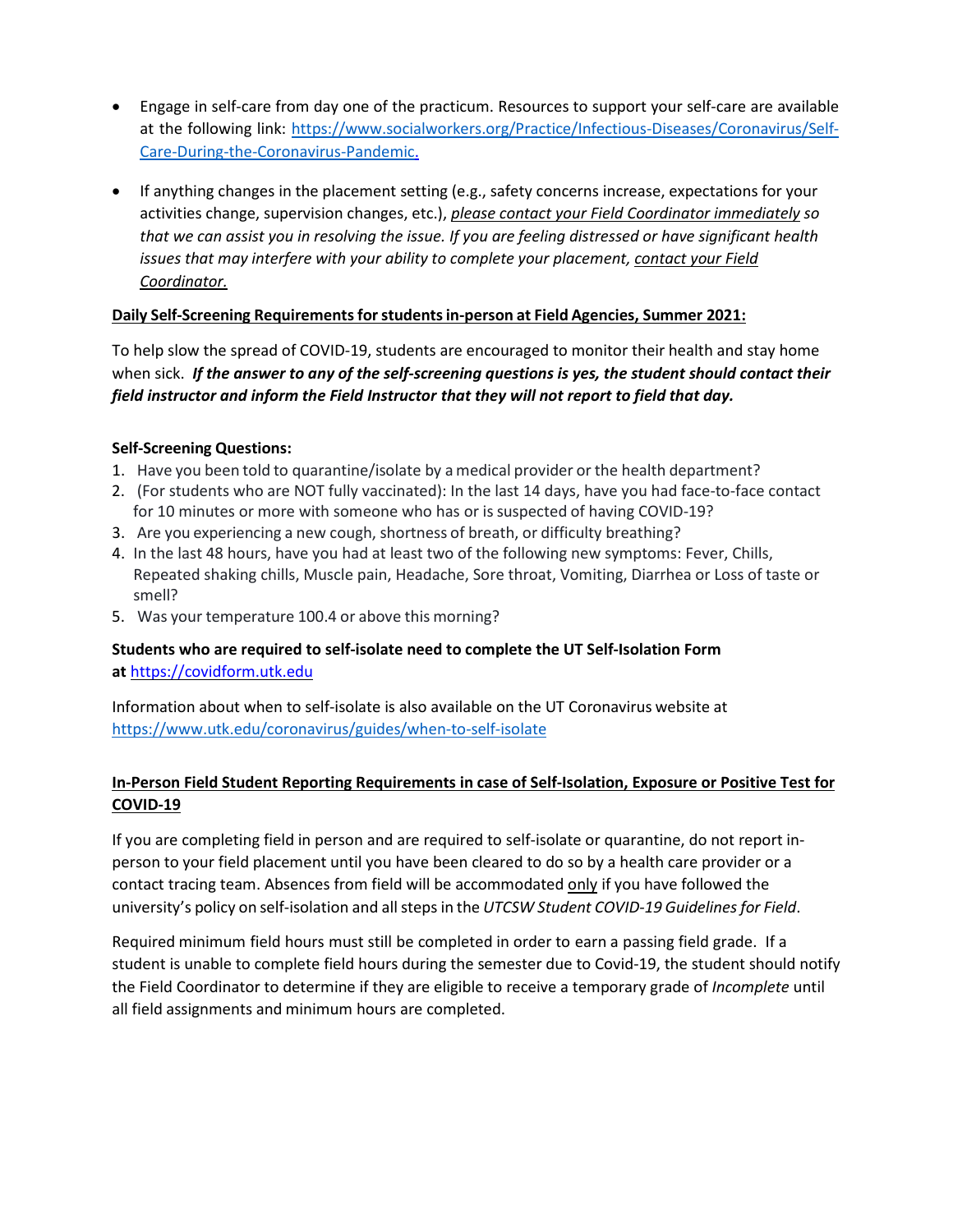- Engage in self-care from day one of the practicum. Resources to support your self-care are available at the following link: [https://www.socialworkers.org/Practice/Infectious-Diseases/Coronavirus/Self-Care-During-the-Coronavirus-Pandemic](https://www.socialworkers.org/Practice/Infectious-Diseases/Coronavirus/Self-Care-During-the-Coronavirus-Pandemic).

- If anything changes in the placement setting (e.g., safety concerns increase, expectations for your activities change, supervision changes, etc.), *please contact your Field Coordinator immediately so that we can assist you in resolving the issue. If you are feeling distressed or have significant health issues that may interfere with your ability to complete your placement, contact your Field Coordinator.*

**Daily Self-Screening Requirements for students in-person at Field Agencies, Summer 2021:**

To help slow the spread of COVID-19, students are encouraged to monitor their health and stay home when sick. ***If the answer to any of the self-screening questions is yes, the student should contact their field instructor and inform the Field Instructor that they will not report to field that day.***

**Self-Screening Questions:**

1. Have you been told to quarantine/isolate by a medical provider or the health department?
2. (For students who are NOT fully vaccinated): In the last 14 days, have you had face-to-face contact for 10 minutes or more with someone who has or is suspected of having COVID-19?
3. Are you experiencing a new cough, shortness of breath, or difficulty breathing?
4. In the last 48 hours, have you had at least two of the following new symptoms: Fever, Chills, Repeated shaking chills, Muscle pain, Headache, Sore throat, Vomiting, Diarrhea or Loss of taste or smell?
5. Was your temperature 100.4 or above this morning?

**Students who are required to self-isolate need to complete the UT Self-Isolation Form at** [https://covidform.utk.edu](https://covidform.utk.edu)

Information about when to self-isolate is also available on the UT Coronavirus website at [https://www.utk.edu/coronavirus/guides/when-to-self-isolate](https://www.utk.edu/coronavirus/guides/when-to-self-isolate)

**In-Person Field Student Reporting Requirements in case of Self-Isolation, Exposure or Positive Test for COVID-19**

If you are completing field in person and are required to self-isolate or quarantine, do not report in-person to your field placement until you have been cleared to do so by a health care provider or a contact tracing team. Absences from field will be accommodated only if you have followed the university's policy on self-isolation and all steps in the *UTCSW Student COVID-19 Guidelines for Field*.

Required minimum field hours must still be completed in order to earn a passing field grade. If a student is unable to complete field hours during the semester due to Covid-19, the student should notify the Field Coordinator to determine if they are eligible to receive a temporary grade of *Incomplete* until all field assignments and minimum hours are completed.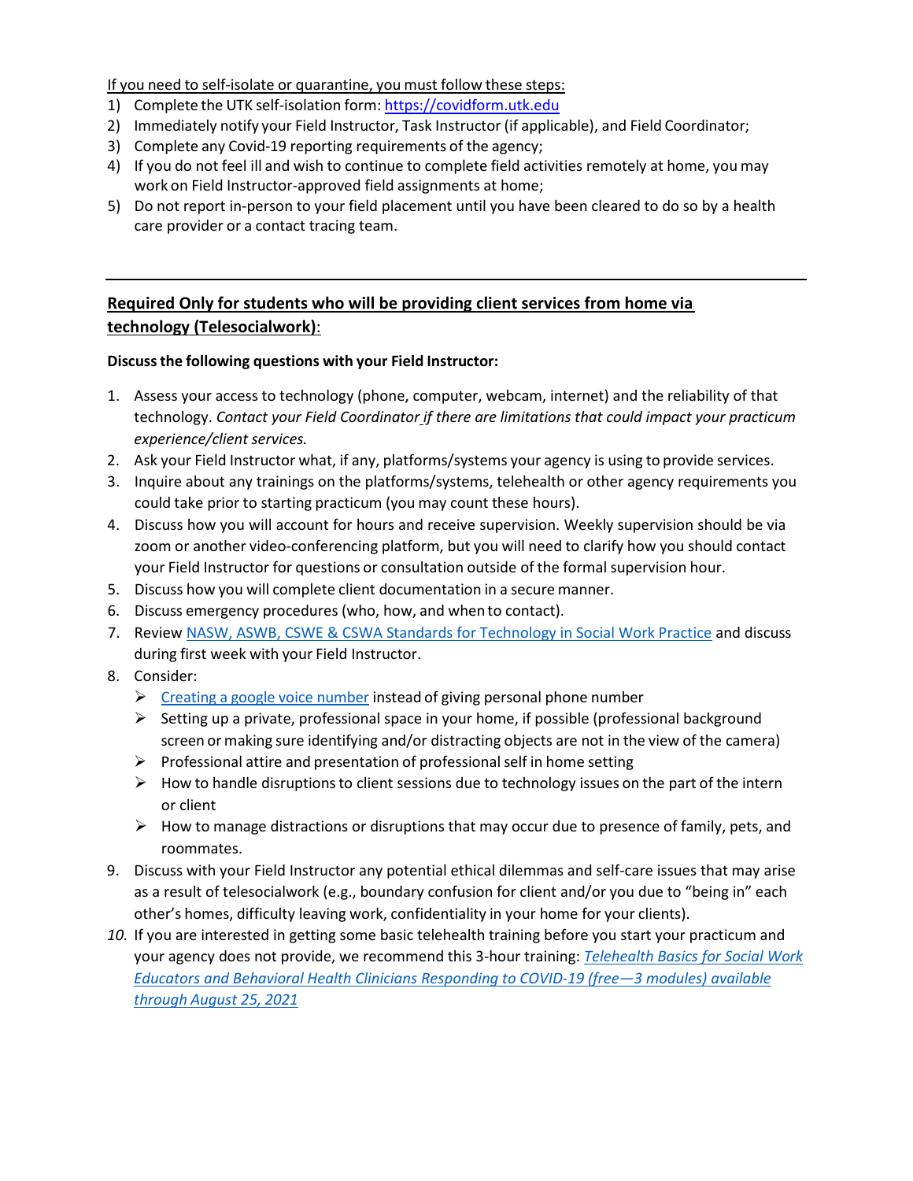If you need to self-isolate or quarantine, you must follow these steps:

1) Complete the UTK self-isolation form: [https://covidform.utk.edu](https://covidform.utk.edu)
2) Immediately notify your Field Instructor, Task Instructor (if applicable), and Field Coordinator;
3) Complete any Covid-19 reporting requirements of the agency;
4) If you do not feel ill and wish to continue to complete field activities remotely at home, you may work on Field Instructor-approved field assignments at home;
5) Do not report in-person to your field placement until you have been cleared to do so by a health care provider or a contact tracing team.

---

**Required Only for students who will be providing client services from home via technology (Telesocialwork)**:

**Discuss the following questions with your Field Instructor:**

1. Assess your access to technology (phone, computer, webcam, internet) and the reliability of that technology. *Contact your Field Coordinator if there are limitations that could impact your practicum experience/client services.*
2. Ask your Field Instructor what, if any, platforms/systems your agency is using to provide services.
3. Inquire about any trainings on the platforms/systems, telehealth or other agency requirements you could take prior to starting practicum (you may count these hours).
4. Discuss how you will account for hours and receive supervision. Weekly supervision should be via zoom or another video-conferencing platform, but you will need to clarify how you should contact your Field Instructor for questions or consultation outside of the formal supervision hour.
5. Discuss how you will complete client documentation in a secure manner.
6. Discuss emergency procedures (who, how, and when to contact).
7. Review NASW, ASWB, CSWE & CSWA Standards for Technology in Social Work Practice and discuss during first week with your Field Instructor.
8. Consider:
   - Creating a google voice number instead of giving personal phone number
   - Setting up a private, professional space in your home, if possible (professional background screen or making sure identifying and/or distracting objects are not in the view of the camera)
   - Professional attire and presentation of professional self in home setting
   - How to handle disruptions to client sessions due to technology issues on the part of the intern or client
   - How to manage distractions or disruptions that may occur due to presence of family, pets, and roommates.
9. Discuss with your Field Instructor any potential ethical dilemmas and self-care issues that may arise as a result of telesocialwork (e.g., boundary confusion for client and/or you due to "being in" each other's homes, difficulty leaving work, confidentiality in your home for your clients).
10. If you are interested in getting some basic telehealth training before you start your practicum and your agency does not provide, we recommend this 3-hour training: *Telehealth Basics for Social Work Educators and Behavioral Health Clinicians Responding to COVID-19 (free—3 modules) available through August 25, 2021*